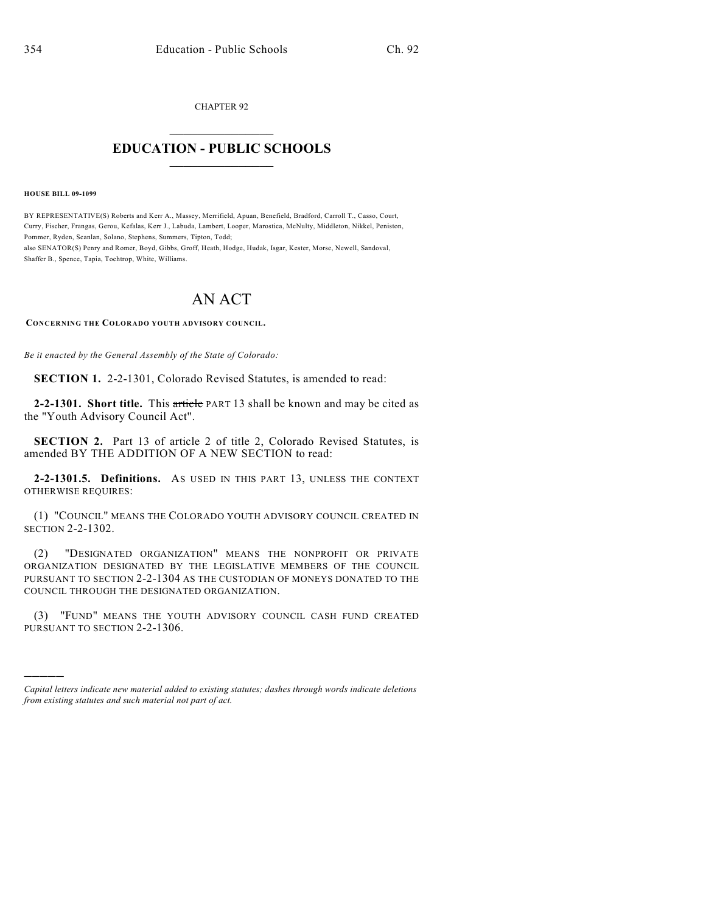CHAPTER 92

# EDUCATION - PUBLIC SCHOOLS

**HOUSE BILL 09-1099**

BY REPRESENTATIVE(S) Roberts and Kerr A., Massey, Merrifield, Apuan, Benefield, Bradford, Carroll T., Casso, Court, Curry, Fischer, Frangas, Gerou, Kefalas, Kerr J., Labuda, Lambert, Looper, Marostica, McNulty, Middleton, Nikkel, Peniston, Pommer, Ryden, Scanlan, Solano, Stephens, Summers, Tipton, Todd;
also SENATOR(S) Penry and Romer, Boyd, Gibbs, Groff, Heath, Hodge, Hudak, Isgar, Kester, Morse, Newell, Sandoval, Shaffer B., Spence, Tapia, Tochtrop, White, Williams.

# AN ACT

**CONCERNING THE COLORADO YOUTH ADVISORY COUNCIL.**

*Be it enacted by the General Assembly of the State of Colorado:*

**SECTION 1.** 2-2-1301, Colorado Revised Statutes, is amended to read:

**2-2-1301. Short title.** This ~~article~~ PART 13 shall be known and may be cited as the "Youth Advisory Council Act".

**SECTION 2.** Part 13 of article 2 of title 2, Colorado Revised Statutes, is amended BY THE ADDITION OF A NEW SECTION to read:

**2-2-1301.5. Definitions.** AS USED IN THIS PART 13, UNLESS THE CONTEXT OTHERWISE REQUIRES:

(1) "COUNCIL" MEANS THE COLORADO YOUTH ADVISORY COUNCIL CREATED IN SECTION 2-2-1302.

(2) "DESIGNATED ORGANIZATION" MEANS THE NONPROFIT OR PRIVATE ORGANIZATION DESIGNATED BY THE LEGISLATIVE MEMBERS OF THE COUNCIL PURSUANT TO SECTION 2-2-1304 AS THE CUSTODIAN OF MONEYS DONATED TO THE COUNCIL THROUGH THE DESIGNATED ORGANIZATION.

(3) "FUND" MEANS THE YOUTH ADVISORY COUNCIL CASH FUND CREATED PURSUANT TO SECTION 2-2-1306.

---

*Capital letters indicate new material added to existing statutes; dashes through words indicate deletions from existing statutes and such material not part of act.*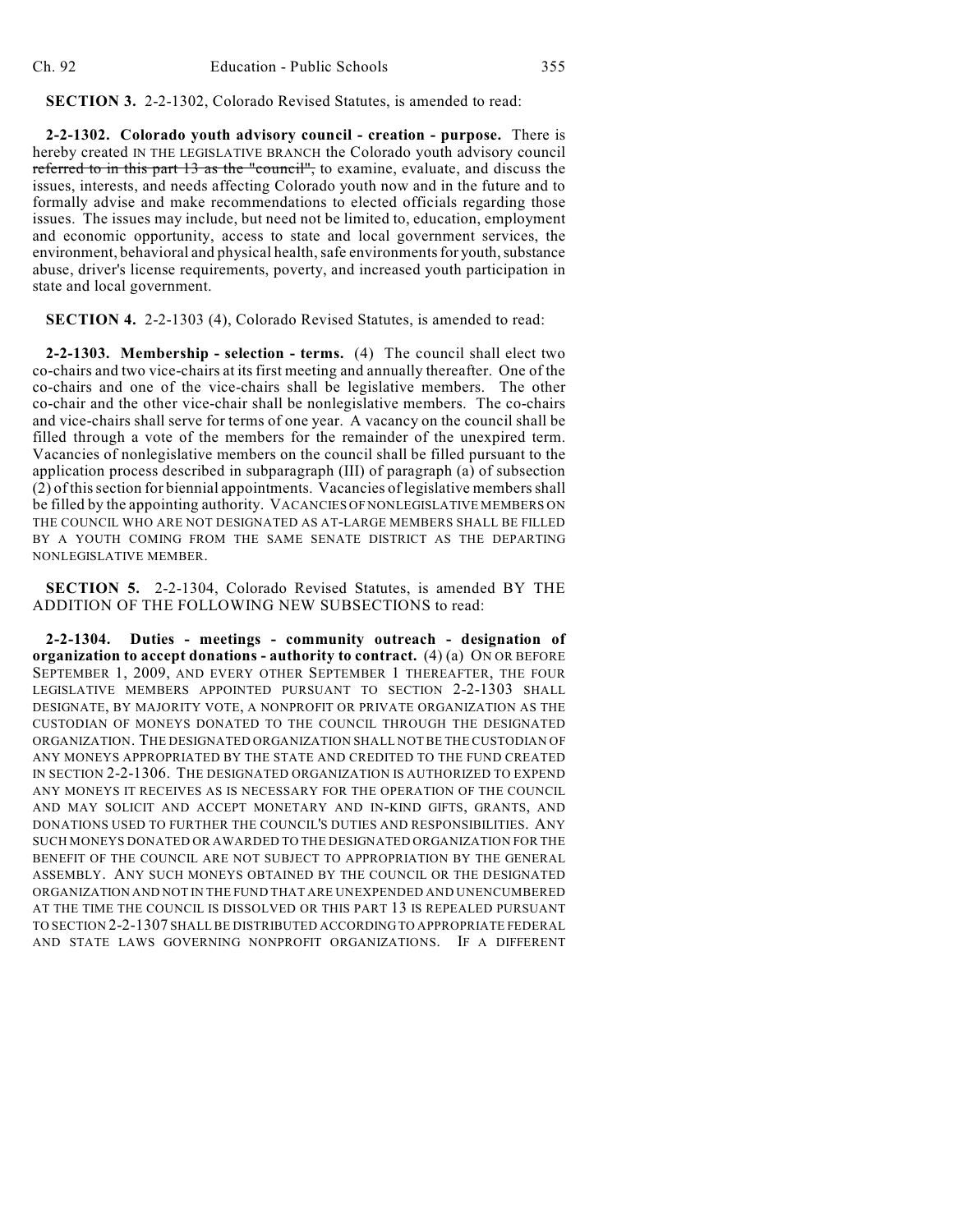**SECTION 3.** 2-2-1302, Colorado Revised Statutes, is amended to read:

**2-2-1302. Colorado youth advisory council - creation - purpose.** There is hereby created IN THE LEGISLATIVE BRANCH the Colorado youth advisory council ~~referred to in this part 13 as the "council",~~ to examine, evaluate, and discuss the issues, interests, and needs affecting Colorado youth now and in the future and to formally advise and make recommendations to elected officials regarding those issues. The issues may include, but need not be limited to, education, employment and economic opportunity, access to state and local government services, the environment, behavioral and physical health, safe environments for youth, substance abuse, driver's license requirements, poverty, and increased youth participation in state and local government.

**SECTION 4.** 2-2-1303 (4), Colorado Revised Statutes, is amended to read:

**2-2-1303. Membership - selection - terms.** (4) The council shall elect two co-chairs and two vice-chairs at its first meeting and annually thereafter. One of the co-chairs and one of the vice-chairs shall be legislative members. The other co-chair and the other vice-chair shall be nonlegislative members. The co-chairs and vice-chairs shall serve for terms of one year. A vacancy on the council shall be filled through a vote of the members for the remainder of the unexpired term. Vacancies of nonlegislative members on the council shall be filled pursuant to the application process described in subparagraph (III) of paragraph (a) of subsection (2) of this section for biennial appointments. Vacancies of legislative members shall be filled by the appointing authority. VACANCIES OF NONLEGISLATIVE MEMBERS ON THE COUNCIL WHO ARE NOT DESIGNATED AS AT-LARGE MEMBERS SHALL BE FILLED BY A YOUTH COMING FROM THE SAME SENATE DISTRICT AS THE DEPARTING NONLEGISLATIVE MEMBER.

**SECTION 5.** 2-2-1304, Colorado Revised Statutes, is amended BY THE ADDITION OF THE FOLLOWING NEW SUBSECTIONS to read:

**2-2-1304. Duties - meetings - community outreach - designation of organization to accept donations - authority to contract.** (4) (a) ON OR BEFORE SEPTEMBER 1, 2009, AND EVERY OTHER SEPTEMBER 1 THEREAFTER, THE FOUR LEGISLATIVE MEMBERS APPOINTED PURSUANT TO SECTION 2-2-1303 SHALL DESIGNATE, BY MAJORITY VOTE, A NONPROFIT OR PRIVATE ORGANIZATION AS THE CUSTODIAN OF MONEYS DONATED TO THE COUNCIL THROUGH THE DESIGNATED ORGANIZATION. THE DESIGNATED ORGANIZATION SHALL NOT BE THE CUSTODIAN OF ANY MONEYS APPROPRIATED BY THE STATE AND CREDITED TO THE FUND CREATED IN SECTION 2-2-1306. THE DESIGNATED ORGANIZATION IS AUTHORIZED TO EXPEND ANY MONEYS IT RECEIVES AS IS NECESSARY FOR THE OPERATION OF THE COUNCIL AND MAY SOLICIT AND ACCEPT MONETARY AND IN-KIND GIFTS, GRANTS, AND DONATIONS USED TO FURTHER THE COUNCIL'S DUTIES AND RESPONSIBILITIES. ANY SUCH MONEYS DONATED OR AWARDED TO THE DESIGNATED ORGANIZATION FOR THE BENEFIT OF THE COUNCIL ARE NOT SUBJECT TO APPROPRIATION BY THE GENERAL ASSEMBLY. ANY SUCH MONEYS OBTAINED BY THE COUNCIL OR THE DESIGNATED ORGANIZATION AND NOT IN THE FUND THAT ARE UNEXPENDED AND UNENCUMBERED AT THE TIME THE COUNCIL IS DISSOLVED OR THIS PART 13 IS REPEALED PURSUANT TO SECTION 2-2-1307 SHALL BE DISTRIBUTED ACCORDING TO APPROPRIATE FEDERAL AND STATE LAWS GOVERNING NONPROFIT ORGANIZATIONS. IF A DIFFERENT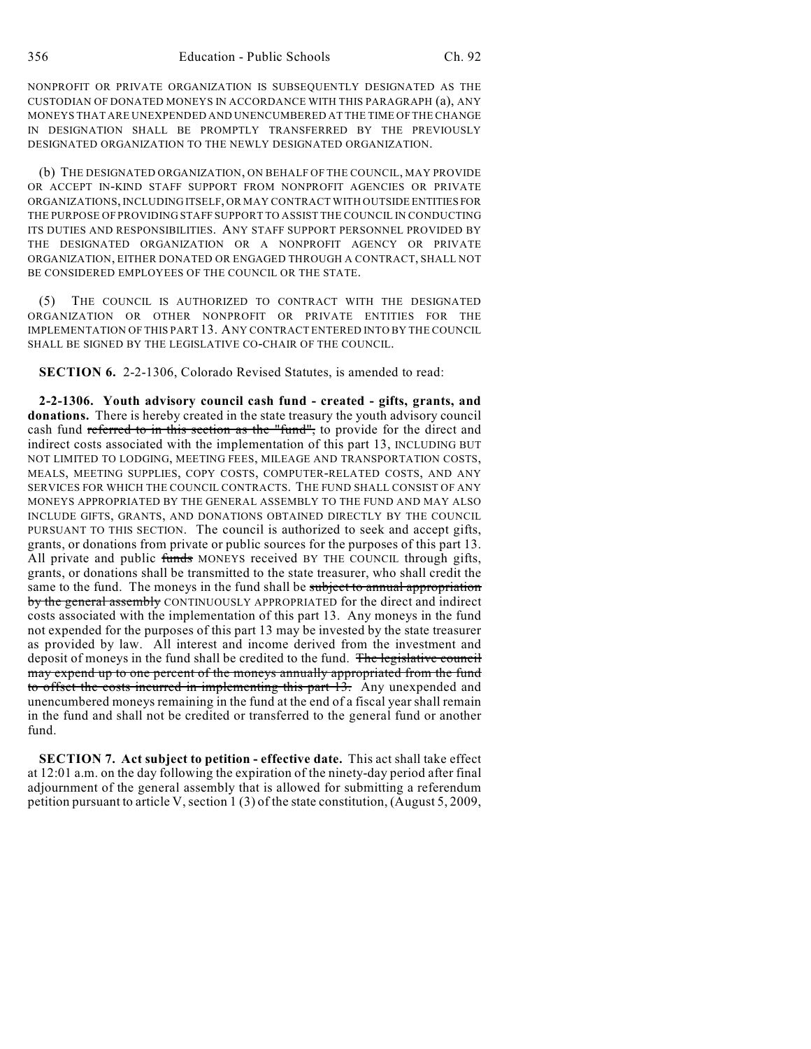NONPROFIT OR PRIVATE ORGANIZATION IS SUBSEQUENTLY DESIGNATED AS THE CUSTODIAN OF DONATED MONEYS IN ACCORDANCE WITH THIS PARAGRAPH (a), ANY MONEYS THAT ARE UNEXPENDED AND UNENCUMBERED AT THE TIME OF THE CHANGE IN DESIGNATION SHALL BE PROMPTLY TRANSFERRED BY THE PREVIOUSLY DESIGNATED ORGANIZATION TO THE NEWLY DESIGNATED ORGANIZATION.

(b) THE DESIGNATED ORGANIZATION, ON BEHALF OF THE COUNCIL, MAY PROVIDE OR ACCEPT IN-KIND STAFF SUPPORT FROM NONPROFIT AGENCIES OR PRIVATE ORGANIZATIONS, INCLUDING ITSELF, OR MAY CONTRACT WITH OUTSIDE ENTITIES FOR THE PURPOSE OF PROVIDING STAFF SUPPORT TO ASSIST THE COUNCIL IN CONDUCTING ITS DUTIES AND RESPONSIBILITIES. ANY STAFF SUPPORT PERSONNEL PROVIDED BY THE DESIGNATED ORGANIZATION OR A NONPROFIT AGENCY OR PRIVATE ORGANIZATION, EITHER DONATED OR ENGAGED THROUGH A CONTRACT, SHALL NOT BE CONSIDERED EMPLOYEES OF THE COUNCIL OR THE STATE.

(5) THE COUNCIL IS AUTHORIZED TO CONTRACT WITH THE DESIGNATED ORGANIZATION OR OTHER NONPROFIT OR PRIVATE ENTITIES FOR THE IMPLEMENTATION OF THIS PART 13. ANY CONTRACT ENTERED INTO BY THE COUNCIL SHALL BE SIGNED BY THE LEGISLATIVE CO-CHAIR OF THE COUNCIL.

**SECTION 6.** 2-2-1306, Colorado Revised Statutes, is amended to read:

**2-2-1306. Youth advisory council cash fund - created - gifts, grants, and donations.** There is hereby created in the state treasury the youth advisory council cash fund ~~referred to in this section as the "fund",~~ to provide for the direct and indirect costs associated with the implementation of this part 13, INCLUDING BUT NOT LIMITED TO LODGING, MEETING FEES, MILEAGE AND TRANSPORTATION COSTS, MEALS, MEETING SUPPLIES, COPY COSTS, COMPUTER-RELATED COSTS, AND ANY SERVICES FOR WHICH THE COUNCIL CONTRACTS. THE FUND SHALL CONSIST OF ANY MONEYS APPROPRIATED BY THE GENERAL ASSEMBLY TO THE FUND AND MAY ALSO INCLUDE GIFTS, GRANTS, AND DONATIONS OBTAINED DIRECTLY BY THE COUNCIL PURSUANT TO THIS SECTION. The council is authorized to seek and accept gifts, grants, or donations from private or public sources for the purposes of this part 13. All private and public ~~funds~~ MONEYS received BY THE COUNCIL through gifts, grants, or donations shall be transmitted to the state treasurer, who shall credit the same to the fund. The moneys in the fund shall be ~~subject to annual appropriation by the general assembly~~ CONTINUOUSLY APPROPRIATED for the direct and indirect costs associated with the implementation of this part 13. Any moneys in the fund not expended for the purposes of this part 13 may be invested by the state treasurer as provided by law. All interest and income derived from the investment and deposit of moneys in the fund shall be credited to the fund. ~~The legislative council may expend up to one percent of the moneys annually appropriated from the fund to offset the costs incurred in implementing this part 13.~~ Any unexpended and unencumbered moneys remaining in the fund at the end of a fiscal year shall remain in the fund and shall not be credited or transferred to the general fund or another fund.

**SECTION 7. Act subject to petition - effective date.** This act shall take effect at 12:01 a.m. on the day following the expiration of the ninety-day period after final adjournment of the general assembly that is allowed for submitting a referendum petition pursuant to article V, section 1 (3) of the state constitution, (August 5, 2009,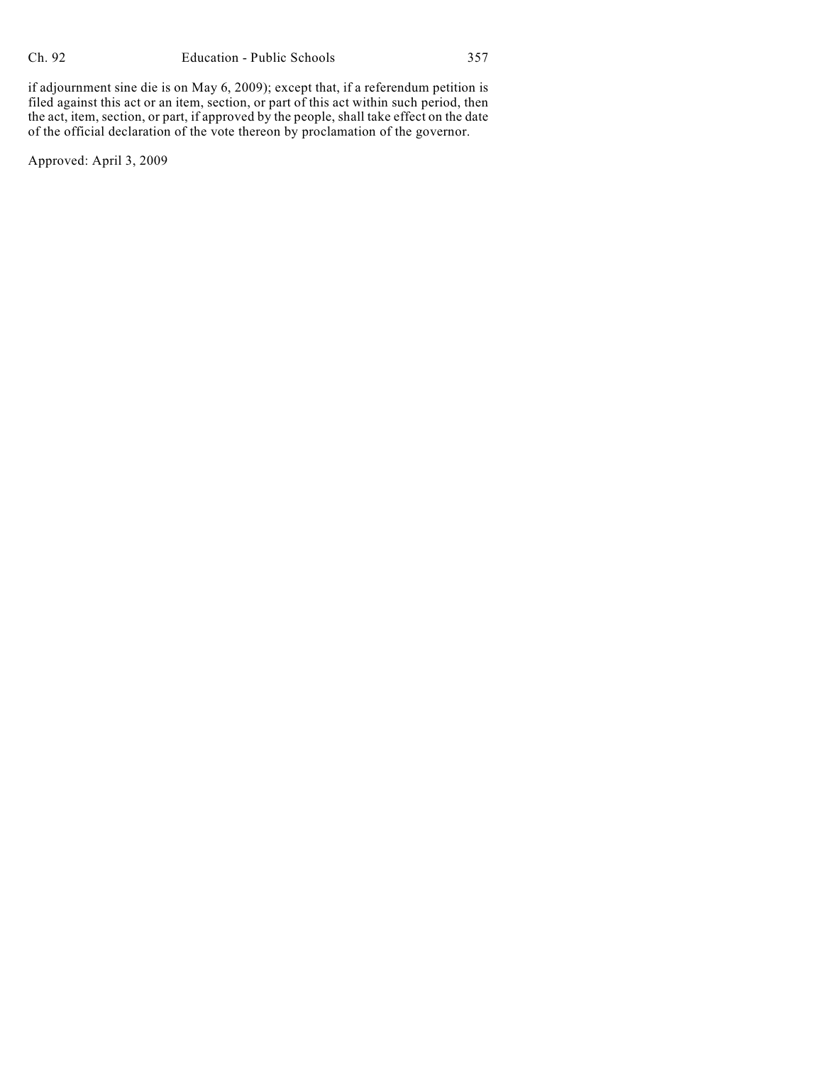if adjournment sine die is on May 6, 2009); except that, if a referendum petition is filed against this act or an item, section, or part of this act within such period, then the act, item, section, or part, if approved by the people, shall take effect on the date of the official declaration of the vote thereon by proclamation of the governor.

Approved: April 3, 2009